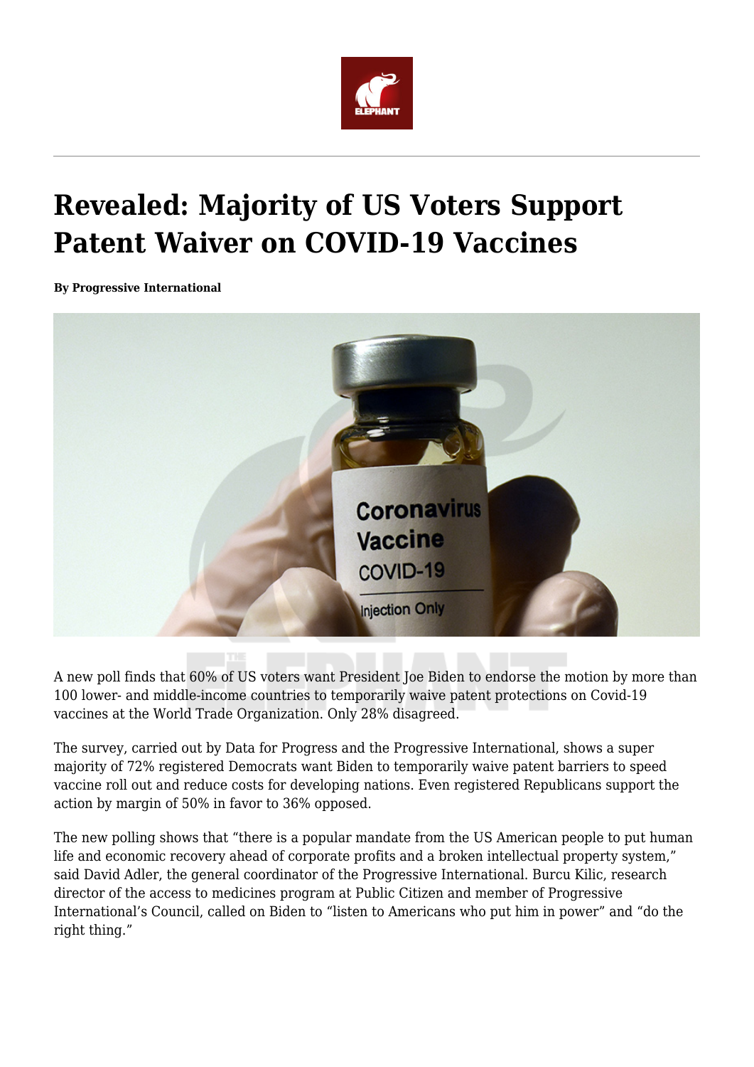# Revealed: Majority of US Voters Support Patent Waiver on COVID-19 Vaccines

**By Progressive International**

A new poll finds that 60% of US voters want President Joe Biden to endorse the motion by more than 100 lower- and middle-income countries to temporarily waive patent protections on Covid-19 vaccines at the World Trade Organization. Only 28% disagreed.

The survey, carried out by Data for Progress and the Progressive International, shows a super majority of 72% registered Democrats want Biden to temporarily waive patent barriers to speed vaccine roll out and reduce costs for developing nations. Even registered Republicans support the action by margin of 50% in favor to 36% opposed.

The new polling shows that "there is a popular mandate from the US American people to put human life and economic recovery ahead of corporate profits and a broken intellectual property system," said David Adler, the general coordinator of the Progressive International. Burcu Kilic, research director of the access to medicines program at Public Citizen and member of Progressive International's Council, called on Biden to "listen to Americans who put him in power" and "do the right thing."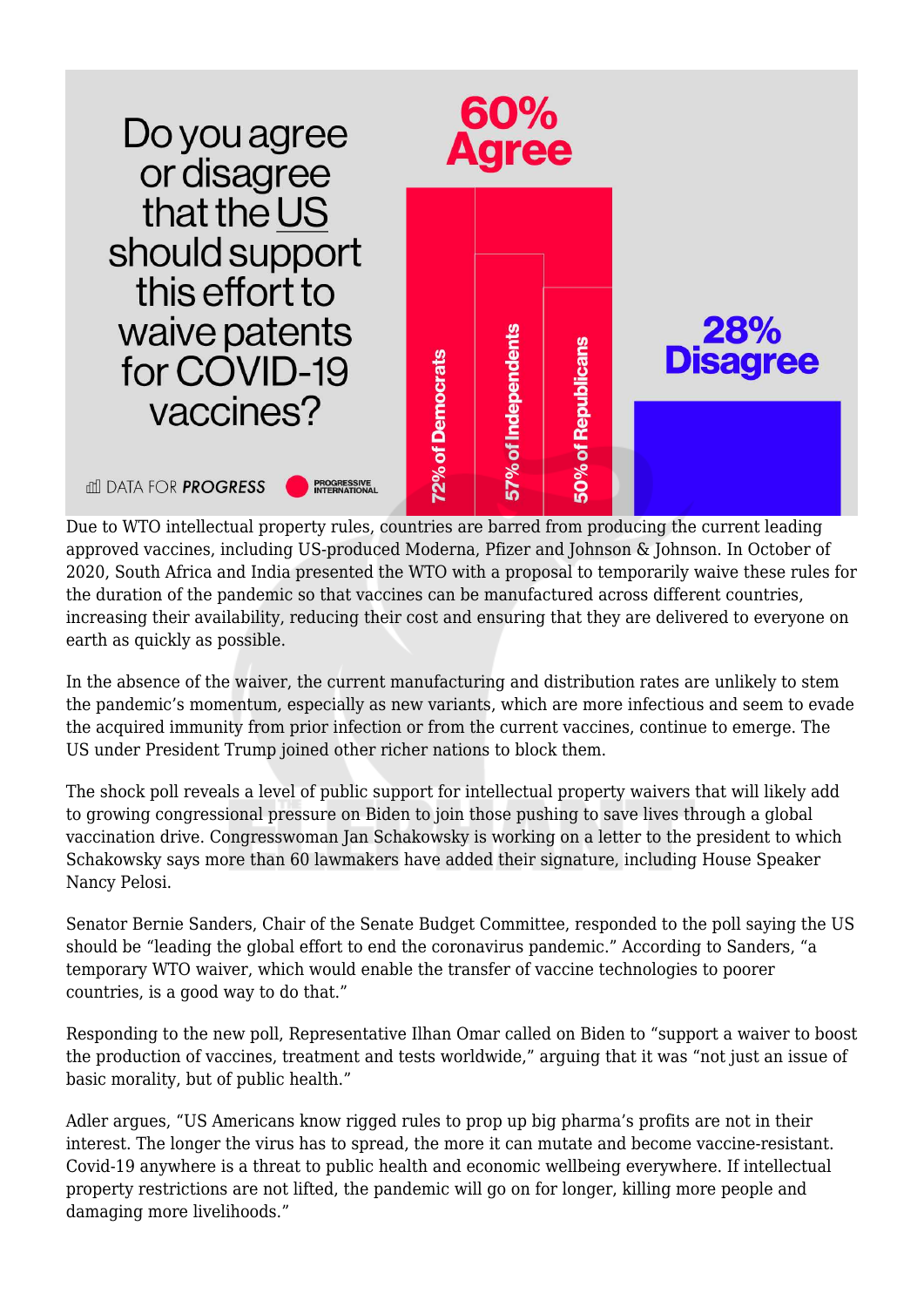Do you agree or disagree that the US should support this effort to waive patents for COVID-19 vaccines?

60% Agree

72% of Democrats

57% of Independents

50% of Republicans

28% Disagree

DATA FOR PROGRESS

PROGRESSIVE INTERNATIONAL

Due to WTO intellectual property rules, countries are barred from producing the current leading approved vaccines, including US-produced Moderna, Pfizer and Johnson & Johnson. In October of 2020, South Africa and India presented the WTO with a proposal to temporarily waive these rules for the duration of the pandemic so that vaccines can be manufactured across different countries, increasing their availability, reducing their cost and ensuring that they are delivered to everyone on earth as quickly as possible.

In the absence of the waiver, the current manufacturing and distribution rates are unlikely to stem the pandemic's momentum, especially as new variants, which are more infectious and seem to evade the acquired immunity from prior infection or from the current vaccines, continue to emerge. The US under President Trump joined other richer nations to block them.

The shock poll reveals a level of public support for intellectual property waivers that will likely add to growing congressional pressure on Biden to join those pushing to save lives through a global vaccination drive. Congresswoman Jan Schakowsky is working on a letter to the president to which Schakowsky says more than 60 lawmakers have added their signature, including House Speaker Nancy Pelosi.

Senator Bernie Sanders, Chair of the Senate Budget Committee, responded to the poll saying the US should be "leading the global effort to end the coronavirus pandemic." According to Sanders, "a temporary WTO waiver, which would enable the transfer of vaccine technologies to poorer countries, is a good way to do that."

Responding to the new poll, Representative Ilhan Omar called on Biden to "support a waiver to boost the production of vaccines, treatment and tests worldwide," arguing that it was "not just an issue of basic morality, but of public health."

Adler argues, "US Americans know rigged rules to prop up big pharma's profits are not in their interest. The longer the virus has to spread, the more it can mutate and become vaccine-resistant. Covid-19 anywhere is a threat to public health and economic wellbeing everywhere. If intellectual property restrictions are not lifted, the pandemic will go on for longer, killing more people and damaging more livelihoods."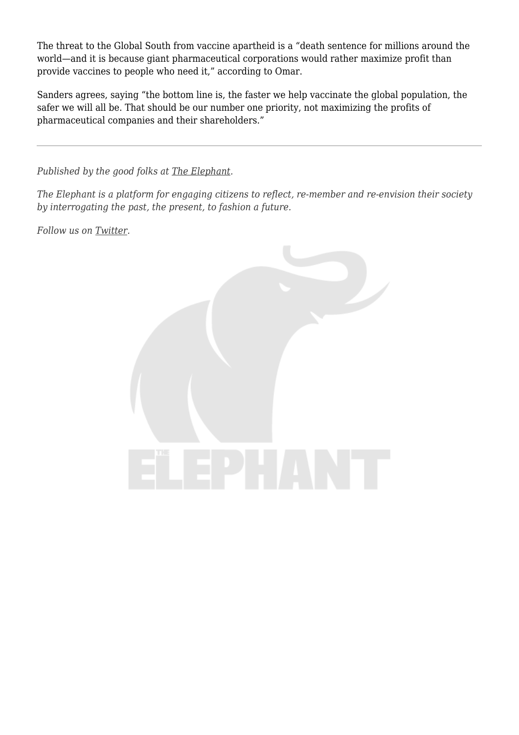The threat to the Global South from vaccine apartheid is a "death sentence for millions around the world—and it is because giant pharmaceutical corporations would rather maximize profit than provide vaccines to people who need it," according to Omar.

Sanders agrees, saying "the bottom line is, the faster we help vaccinate the global population, the safer we will all be. That should be our number one priority, not maximizing the profits of pharmaceutical companies and their shareholders."

---

*Published by the good folks at The Elephant.*

*The Elephant is a platform for engaging citizens to reflect, re-member and re-envision their society by interrogating the past, the present, to fashion a future.*

*Follow us on Twitter.*